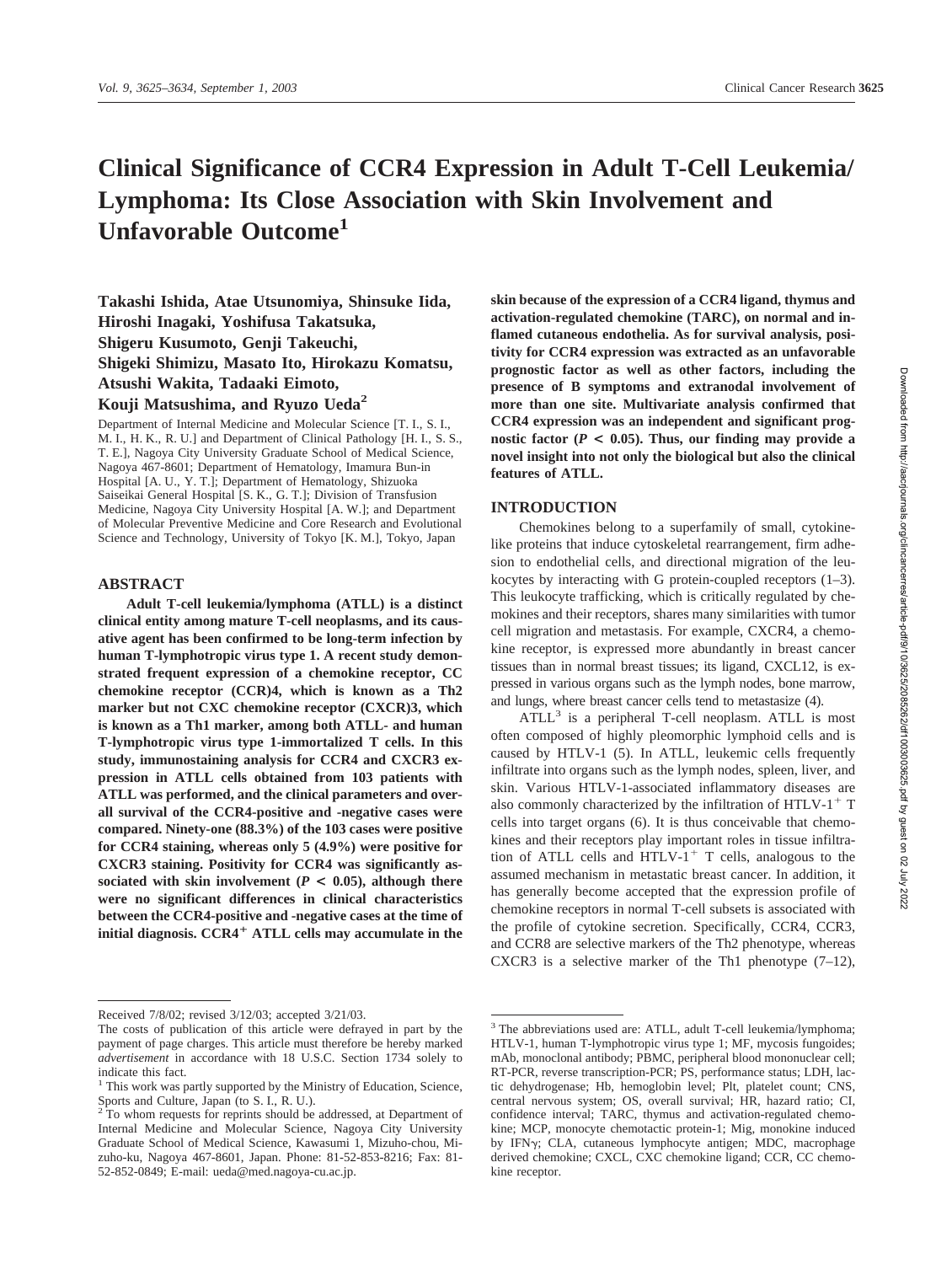# Clinical Significance of CCR4 Expression in Adult T-Cell Leukemia/Lymphoma: Its Close Association with Skin Involvement and Unfavorable Outcome[1]

**Takashi Ishida, Atae Utsunomiya, Shinsuke Iida, Hiroshi Inagaki, Yoshifusa Takatsuka, Shigeru Kusumoto, Genji Takeuchi, Shigeki Shimizu, Masato Ito, Hirokazu Komatsu, Atsushi Wakita, Tadaaki Eimoto, Kouji Matsushima, and Ryuzo Ueda[2]**

Department of Internal Medicine and Molecular Science [T. I., S. I., M. I., H. K., R. U.] and Department of Clinical Pathology [H. I., S. S., T. E.], Nagoya City University Graduate School of Medical Science, Nagoya 467-8601; Department of Hematology, Imamura Bun-in Hospital [A. U., Y. T.]; Department of Hematology, Shizuoka Saiseikai General Hospital [S. K., G. T.]; Division of Transfusion Medicine, Nagoya City University Hospital [A. W.]; and Department of Molecular Preventive Medicine and Core Research and Evolutional Science and Technology, University of Tokyo [K. M.], Tokyo, Japan

## ABSTRACT

**Adult T-cell leukemia/lymphoma (ATLL) is a distinct clinical entity among mature T-cell neoplasms, and its causative agent has been confirmed to be long-term infection by human T-lymphotropic virus type 1. A recent study demonstrated frequent expression of a chemokine receptor, CC chemokine receptor (CCR)4, which is known as a Th2 marker but not CXC chemokine receptor (CXCR)3, which is known as a Th1 marker, among both ATLL- and human T-lymphotropic virus type 1-immortalized T cells. In this study, immunostaining analysis for CCR4 and CXCR3 expression in ATLL cells obtained from 103 patients with ATLL was performed, and the clinical parameters and overall survival of the CCR4-positive and -negative cases were compared. Ninety-one (88.3%) of the 103 cases were positive for CCR4 staining, whereas only 5 (4.9%) were positive for CXCR3 staining. Positivity for CCR4 was significantly associated with skin involvement ($P < 0.05$), although there were no significant differences in clinical characteristics between the CCR4-positive and -negative cases at the time of initial diagnosis. CCR4$^+$ ATLL cells may accumulate in the skin because of the expression of a CCR4 ligand, thymus and activation-regulated chemokine (TARC), on normal and inflamed cutaneous endothelia. As for survival analysis, positivity for CCR4 expression was extracted as an unfavorable prognostic factor as well as other factors, including the presence of B symptoms and extranodal involvement of more than one site. Multivariate analysis confirmed that CCR4 expression was an independent and significant prognostic factor ($P < 0.05$). Thus, our finding may provide a novel insight into not only the biological but also the clinical features of ATLL.**

## INTRODUCTION

Chemokines belong to a superfamily of small, cytokine-like proteins that induce cytoskeletal rearrangement, firm adhesion to endothelial cells, and directional migration of the leukocytes by interacting with G protein-coupled receptors (1–3). This leukocyte trafficking, which is critically regulated by chemokines and their receptors, shares many similarities with tumor cell migration and metastasis. For example, CXCR4, a chemokine receptor, is expressed more abundantly in breast cancer tissues than in normal breast tissues; its ligand, CXCL12, is expressed in various organs such as the lymph nodes, bone marrow, and lungs, where breast cancer cells tend to metastasize (4).

ATLL[3] is a peripheral T-cell neoplasm. ATLL is most often composed of highly pleomorphic lymphoid cells and is caused by HTLV-1 (5). In ATLL, leukemic cells frequently infiltrate into organs such as the lymph nodes, spleen, liver, and skin. Various HTLV-1-associated inflammatory diseases are also commonly characterized by the infiltration of HTLV-1$^+$ T cells into target organs (6). It is thus conceivable that chemokines and their receptors play important roles in tissue infiltration of ATLL cells and HTLV-1$^+$ T cells, analogous to the assumed mechanism in metastatic breast cancer. In addition, it has generally become accepted that the expression profile of chemokine receptors in normal T-cell subsets is associated with the profile of cytokine secretion. Specifically, CCR4, CCR3, and CCR8 are selective markers of the Th2 phenotype, whereas CXCR3 is a selective marker of the Th1 phenotype (7–12),

---

Received 7/8/02; revised 3/12/03; accepted 3/21/03.

The costs of publication of this article were defrayed in part by the payment of page charges. This article must therefore be hereby marked *advertisement* in accordance with 18 U.S.C. Section 1734 solely to indicate this fact.

[1] This work was partly supported by the Ministry of Education, Science, Sports and Culture, Japan (to S. I., R. U.).

[2] To whom requests for reprints should be addressed, at Department of Internal Medicine and Molecular Science, Nagoya City University Graduate School of Medical Science, Kawasumi 1, Mizuho-chou, Mizuho-ku, Nagoya 467-8601, Japan. Phone: 81-52-853-8216; Fax: 81-52-852-0849; E-mail: ueda@med.nagoya-cu.ac.jp.

[3] The abbreviations used are: ATLL, adult T-cell leukemia/lymphoma; HTLV-1, human T-lymphotropic virus type 1; MF, mycosis fungoides; mAb, monoclonal antibody; PBMC, peripheral blood mononuclear cell; RT-PCR, reverse transcription-PCR; PS, performance status; LDH, lactic dehydrogenase; Hb, hemoglobin level; Plt, platelet count; CNS, central nervous system; OS, overall survival; HR, hazard ratio; CI, confidence interval; TARC, thymus and activation-regulated chemokine; MCP, monocyte chemotactic protein-1; Mig, monokine induced by IFNγ; CLA, cutaneous lymphocyte antigen; MDC, macrophage derived chemokine; CXCL, CXC chemokine ligand; CCR, CC chemokine receptor.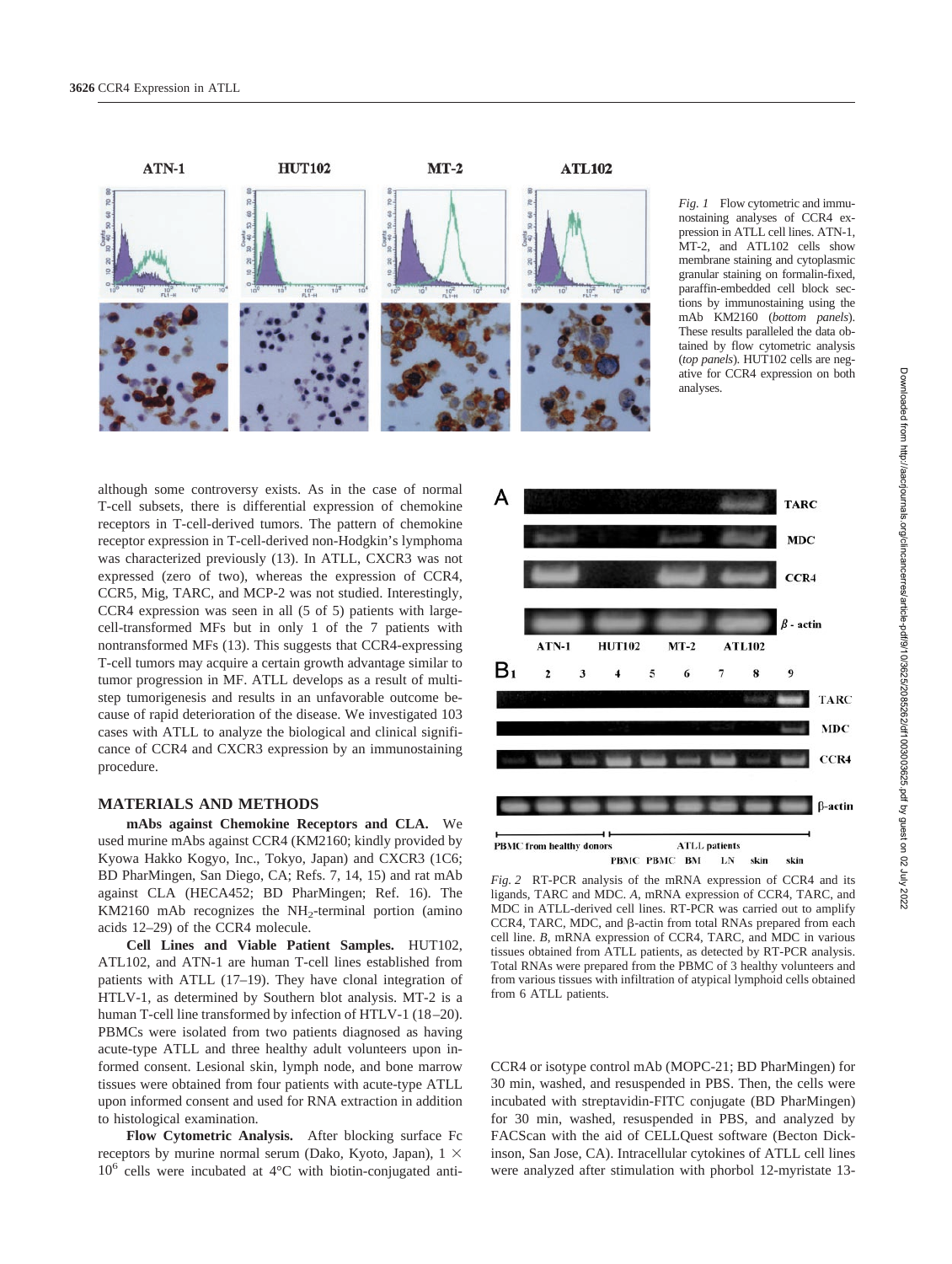*Fig. 1* Flow cytometric and immunostaining analyses of CCR4 expression in ATLL cell lines. ATN-1, MT-2, and ATL102 cells show membrane staining and cytoplasmic granular staining on formalin-fixed, paraffin-embedded cell block sections by immunostaining using the mAb KM2160 (*bottom panels*). These results paralleled the data obtained by flow cytometric analysis (*top panels*). HUT102 cells are negative for CCR4 expression on both analyses.

although some controversy exists. As in the case of normal T-cell subsets, there is differential expression of chemokine receptors in T-cell-derived tumors. The pattern of chemokine receptor expression in T-cell-derived non-Hodgkin's lymphoma was characterized previously (13). In ATLL, CXCR3 was not expressed (zero of two), whereas the expression of CCR4, CCR5, Mig, TARC, and MCP-2 was not studied. Interestingly, CCR4 expression was seen in all (5 of 5) patients with large-cell-transformed MFs but in only 1 of the 7 patients with nontransformed MFs (13). This suggests that CCR4-expressing T-cell tumors may acquire a certain growth advantage similar to tumor progression in MF. ATLL develops as a result of multistep tumorigenesis and results in an unfavorable outcome because of rapid deterioration of the disease. We investigated 103 cases with ATLL to analyze the biological and clinical significance of CCR4 and CXCR3 expression by an immunostaining procedure.

## MATERIALS AND METHODS

**mAbs against Chemokine Receptors and CLA.** We used murine mAbs against CCR4 (KM2160; kindly provided by Kyowa Hakko Kogyo, Inc., Tokyo, Japan) and CXCR3 (1C6; BD PharMingen, San Diego, CA; Refs. 7, 14, 15) and rat mAb against CLA (HECA452; BD PharMingen; Ref. 16). The KM2160 mAb recognizes the $NH_2$-terminal portion (amino acids 12–29) of the CCR4 molecule.

**Cell Lines and Viable Patient Samples.** HUT102, ATL102, and ATN-1 are human T-cell lines established from patients with ATLL (17–19). They have clonal integration of HTLV-1, as determined by Southern blot analysis. MT-2 is a human T-cell line transformed by infection of HTLV-1 (18–20). PBMCs were isolated from two patients diagnosed as having acute-type ATLL and three healthy adult volunteers upon informed consent. Lesional skin, lymph node, and bone marrow tissues were obtained from four patients with acute-type ATLL upon informed consent and used for RNA extraction in addition to histological examination.

**Flow Cytometric Analysis.** After blocking surface Fc receptors by murine normal serum (Dako, Kyoto, Japan), $1 \times 10^6$ cells were incubated at 4°C with biotin-conjugated anti-CCR4 or isotype control mAb (MOPC-21; BD PharMingen) for 30 min, washed, and resuspended in PBS. Then, the cells were incubated with streptavidin-FITC conjugate (BD PharMingen) for 30 min, washed, resuspended in PBS, and analyzed by FACScan with the aid of CELLQuest software (Becton Dickinson, San Jose, CA). Intracellular cytokines of ATLL cell lines were analyzed after stimulation with phorbol 12-myristate 13-

*Fig. 2* RT-PCR analysis of the mRNA expression of CCR4 and its ligands, TARC and MDC. *A*, mRNA expression of CCR4, TARC, and MDC in ATLL-derived cell lines. RT-PCR was carried out to amplify CCR4, TARC, MDC, and β-actin from total RNAs prepared from each cell line. *B*, mRNA expression of CCR4, TARC, and MDC in various tissues obtained from ATLL patients, as detected by RT-PCR analysis. Total RNAs were prepared from the PBMC of 3 healthy volunteers and from various tissues with infiltration of atypical lymphoid cells obtained from 6 ATLL patients.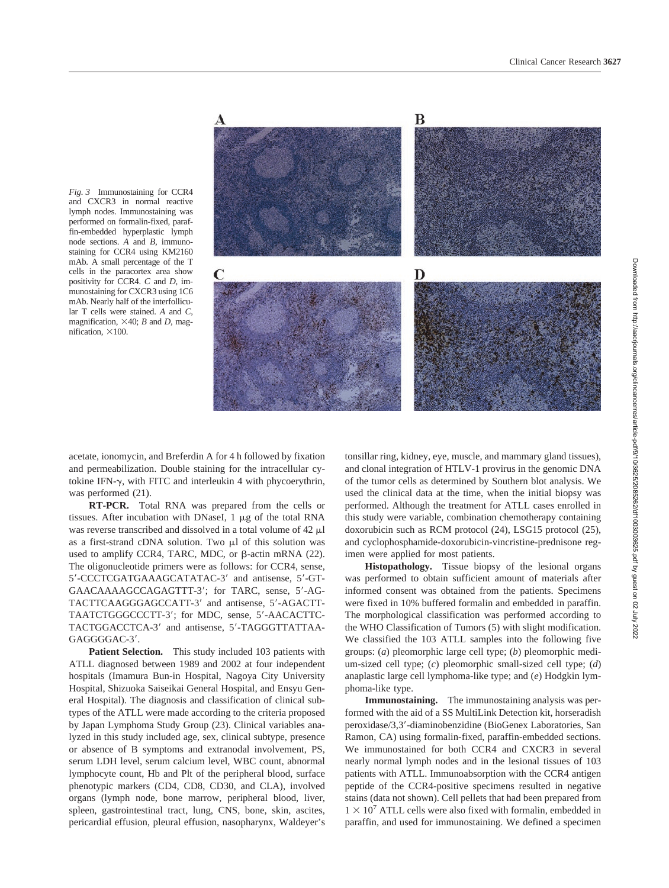*Fig. 3* Immunostaining for CCR4 and CXCR3 in normal reactive lymph nodes. Immunostaining was performed on formalin-fixed, paraffin-embedded hyperplastic lymph node sections. *A* and *B*, immunostaining for CCR4 using KM2160 mAb. A small percentage of the T cells in the paracortex area show positivity for CCR4. *C* and *D*, immunostaining for CXCR3 using 1C6 mAb. Nearly half of the interfollicular T cells were stained. *A* and *C*, magnification, ×40; *B* and *D*, magnification, ×100.

acetate, ionomycin, and Breferdin A for 4 h followed by fixation and permeabilization. Double staining for the intracellular cytokine IFN-γ, with FITC and interleukin 4 with phycoerythrin, was performed (21).

**RT-PCR.** Total RNA was prepared from the cells or tissues. After incubation with DNaseI, 1 μg of the total RNA was reverse transcribed and dissolved in a total volume of 42 μl as a first-strand cDNA solution. Two μl of this solution was used to amplify CCR4, TARC, MDC, or β-actin mRNA (22). The oligonucleotide primers were as follows: for CCR4, sense, 5′-CCCTCGATGAAAGCATATAC-3′ and antisense, 5′-GTGAACAAAAGCCAGAGTTT-3′; for TARC, sense, 5′-AGTACTTCAAGGGAGCCATT-3′ and antisense, 5′-AGACTTTAATCTGGGCCCTT-3′; for MDC, sense, 5′-AACACTTCTACTGGACCTCA-3′ and antisense, 5′-TAGGGTTATTAAGAGGGGAC-3′.

**Patient Selection.** This study included 103 patients with ATLL diagnosed between 1989 and 2002 at four independent hospitals (Imamura Bun-in Hospital, Nagoya City University Hospital, Shizuoka Saiseikai General Hospital, and Ensyu General Hospital). The diagnosis and classification of clinical subtypes of the ATLL were made according to the criteria proposed by Japan Lymphoma Study Group (23). Clinical variables analyzed in this study included age, sex, clinical subtype, presence or absence of B symptoms and extranodal involvement, PS, serum LDH level, serum calcium level, WBC count, abnormal lymphocyte count, Hb and Plt of the peripheral blood, surface phenotypic markers (CD4, CD8, CD30, and CLA), involved organs (lymph node, bone marrow, peripheral blood, liver, spleen, gastrointestinal tract, lung, CNS, bone, skin, ascites, pericardial effusion, pleural effusion, nasopharynx, Waldeyer's tonsillar ring, kidney, eye, muscle, and mammary gland tissues), and clonal integration of HTLV-1 provirus in the genomic DNA of the tumor cells as determined by Southern blot analysis. We used the clinical data at the time, when the initial biopsy was performed. Although the treatment for ATLL cases enrolled in this study were variable, combination chemotherapy containing doxorubicin such as RCM protocol (24), LSG15 protocol (25), and cyclophosphamide-doxorubicin-vincristine-prednisone regimen were applied for most patients.

**Histopathology.** Tissue biopsy of the lesional organs was performed to obtain sufficient amount of materials after informed consent was obtained from the patients. Specimens were fixed in 10% buffered formalin and embedded in paraffin. The morphological classification was performed according to the WHO Classification of Tumors (5) with slight modification. We classified the 103 ATLL samples into the following five groups: (*a*) pleomorphic large cell type; (*b*) pleomorphic medium-sized cell type; (*c*) pleomorphic small-sized cell type; (*d*) anaplastic large cell lymphoma-like type; and (*e*) Hodgkin lymphoma-like type.

**Immunostaining.** The immunostaining analysis was performed with the aid of a SS MultiLink Detection kit, horseradish peroxidase/3,3′-diaminobenzidine (BioGenex Laboratories, San Ramon, CA) using formalin-fixed, paraffin-embedded sections. We immunostained for both CCR4 and CXCR3 in several nearly normal lymph nodes and in the lesional tissues of 103 patients with ATLL. Immunoabsorption with the CCR4 antigen peptide of the CCR4-positive specimens resulted in negative stains (data not shown). Cell pellets that had been prepared from $1 \times 10^7$ ATLL cells were also fixed with formalin, embedded in paraffin, and used for immunostaining. We defined a specimen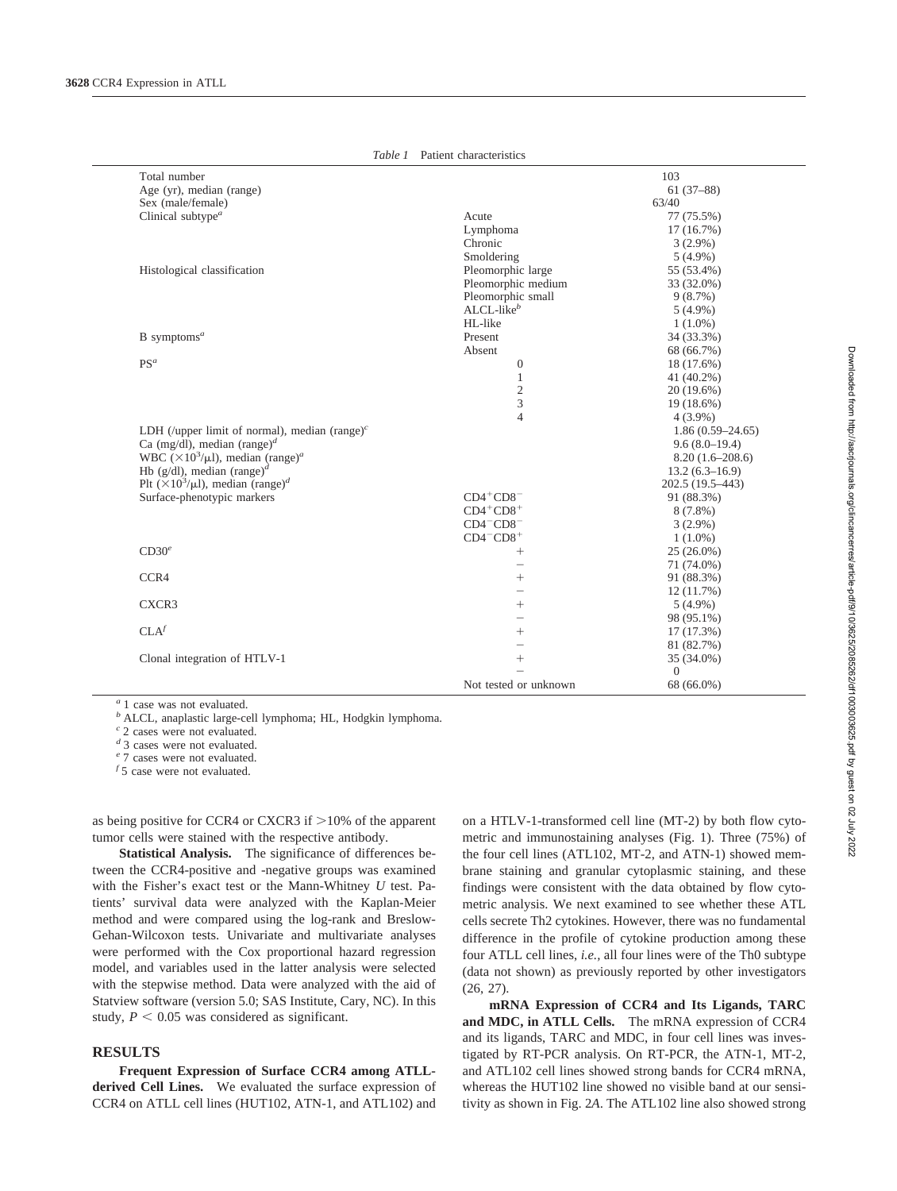*Table 1* Patient characteristics

| | | |
|---|---|---|
| Total number | | 103 |
| Age (yr), median (range) | | 61 (37–88) |
| Sex (male/female) | | 63/40 |
| Clinical subtype[a] | Acute | 77 (75.5%) |
| | Lymphoma | 17 (16.7%) |
| | Chronic | 3 (2.9%) |
| | Smoldering | 5 (4.9%) |
| Histological classification | Pleomorphic large | 55 (53.4%) |
| | Pleomorphic medium | 33 (32.0%) |
| | Pleomorphic small | 9 (8.7%) |
| | ALCL-like[b] | 5 (4.9%) |
| | HL-like | 1 (1.0%) |
| B symptoms[a] | Present | 34 (33.3%) |
| | Absent | 68 (66.7%) |
| PS[a] | 0 | 18 (17.6%) |
| | 1 | 41 (40.2%) |
| | 2 | 20 (19.6%) |
| | 3 | 19 (18.6%) |
| | 4 | 4 (3.9%) |
| LDH (/upper limit of normal), median (range)[c] | | 1.86 (0.59–24.65) |
| Ca (mg/dl), median (range)[d] | | 9.6 (8.0–19.4) |
| WBC ($\times 10^3/\mu l$), median (range)[a] | | 8.20 (1.6–208.6) |
| Hb (g/dl), median (range)[d] | | 13.2 (6.3–16.9) |
| Plt ($\times 10^3/\mu l$), median (range)[d] | | 202.5 (19.5–443) |
| Surface-phenotypic markers | $CD4^+CD8^-$ | 91 (88.3%) |
| | $CD4^+CD8^+$ | 8 (7.8%) |
| | $CD4^-CD8^-$ | 3 (2.9%) |
| | $CD4^-CD8^+$ | 1 (1.0%) |
| CD30[e] | + | 25 (26.0%) |
| | − | 71 (74.0%) |
| CCR4 | + | 91 (88.3%) |
| | − | 12 (11.7%) |
| CXCR3 | + | 5 (4.9%) |
| | − | 98 (95.1%) |
| CLA[f] | + | 17 (17.3%) |
| | − | 81 (82.7%) |
| Clonal integration of HTLV-1 | + | 35 (34.0%) |
| | − | 0 |
| | Not tested or unknown | 68 (66.0%) |

[a] 1 case was not evaluated.
[b] ALCL, anaplastic large-cell lymphoma; HL, Hodgkin lymphoma.
[c] 2 cases were not evaluated.
[d] 3 cases were not evaluated.
[e] 7 cases were not evaluated.
[f] 5 case were not evaluated.

as being positive for CCR4 or CXCR3 if >10% of the apparent tumor cells were stained with the respective antibody.

**Statistical Analysis.** The significance of differences between the CCR4-positive and -negative groups was examined with the Fisher's exact test or the Mann-Whitney *U* test. Patients' survival data were analyzed with the Kaplan-Meier method and were compared using the log-rank and Breslow-Gehan-Wilcoxon tests. Univariate and multivariate analyses were performed with the Cox proportional hazard regression model, and variables used in the latter analysis were selected with the stepwise method. Data were analyzed with the aid of Statview software (version 5.0; SAS Institute, Cary, NC). In this study, $P < 0.05$ was considered as significant.

## RESULTS

**Frequent Expression of Surface CCR4 among ATLL-derived Cell Lines.** We evaluated the surface expression of CCR4 on ATLL cell lines (HUT102, ATN-1, and ATL102) and on a HTLV-1-transformed cell line (MT-2) by both flow cytometric and immunostaining analyses (Fig. 1). Three (75%) of the four cell lines (ATL102, MT-2, and ATN-1) showed membrane staining and granular cytoplasmic staining, and these findings were consistent with the data obtained by flow cytometric analysis. We next examined to see whether these ATL cells secrete Th2 cytokines. However, there was no fundamental difference in the profile of cytokine production among these four ATLL cell lines, *i.e.*, all four lines were of the Th0 subtype (data not shown) as previously reported by other investigators (26, 27).

**mRNA Expression of CCR4 and Its Ligands, TARC and MDC, in ATLL Cells.** The mRNA expression of CCR4 and its ligands, TARC and MDC, in four cell lines was investigated by RT-PCR analysis. On RT-PCR, the ATN-1, MT-2, and ATL102 cell lines showed strong bands for CCR4 mRNA, whereas the HUT102 line showed no visible band at our sensitivity as shown in Fig. 2*A*. The ATL102 line also showed strong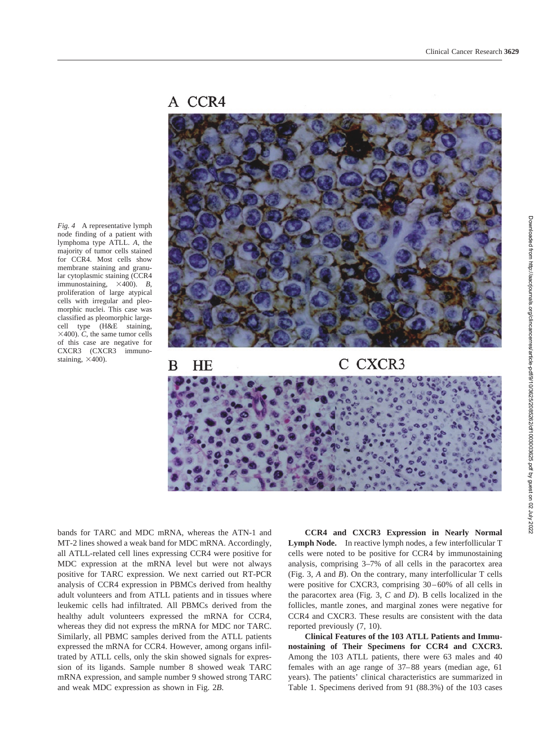*Fig. 4* A representative lymph node finding of a patient with lymphoma type ATLL. *A*, the majority of tumor cells stained for CCR4. Most cells show membrane staining and granular cytoplasmic staining (CCR4 immunostaining, ×400). *B*, proliferation of large atypical cells with irregular and pleomorphic nuclei. This case was classified as pleomorphic large-cell type (H&E staining, ×400). *C*, the same tumor cells of this case are negative for CXCR3 (CXCR3 immunostaining, ×400).

bands for TARC and MDC mRNA, whereas the ATN-1 and MT-2 lines showed a weak band for MDC mRNA. Accordingly, all ATLL-related cell lines expressing CCR4 were positive for MDC expression at the mRNA level but were not always positive for TARC expression. We next carried out RT-PCR analysis of CCR4 expression in PBMCs derived from healthy adult volunteers and from ATLL patients and in tissues where leukemic cells had infiltrated. All PBMCs derived from the healthy adult volunteers expressed the mRNA for CCR4, whereas they did not express the mRNA for MDC nor TARC. Similarly, all PBMC samples derived from the ATLL patients expressed the mRNA for CCR4. However, among organs infiltrated by ATLL cells, only the skin showed signals for expression of its ligands. Sample number 8 showed weak TARC mRNA expression, and sample number 9 showed strong TARC and weak MDC expression as shown in Fig. 2*B*.

**CCR4 and CXCR3 Expression in Nearly Normal Lymph Node.** In reactive lymph nodes, a few interfollicular T cells were noted to be positive for CCR4 by immunostaining analysis, comprising 3–7% of all cells in the paracortex area (Fig. 3, *A* and *B*). On the contrary, many interfollicular T cells were positive for CXCR3, comprising 30–60% of all cells in the paracortex area (Fig. 3, *C* and *D*). B cells localized in the follicles, mantle zones, and marginal zones were negative for CCR4 and CXCR3. These results are consistent with the data reported previously (7, 10).

**Clinical Features of the 103 ATLL Patients and Immunostaining of Their Specimens for CCR4 and CXCR3.** Among the 103 ATLL patients, there were 63 males and 40 females with an age range of 37–88 years (median age, 61 years). The patients' clinical characteristics are summarized in Table 1. Specimens derived from 91 (88.3%) of the 103 cases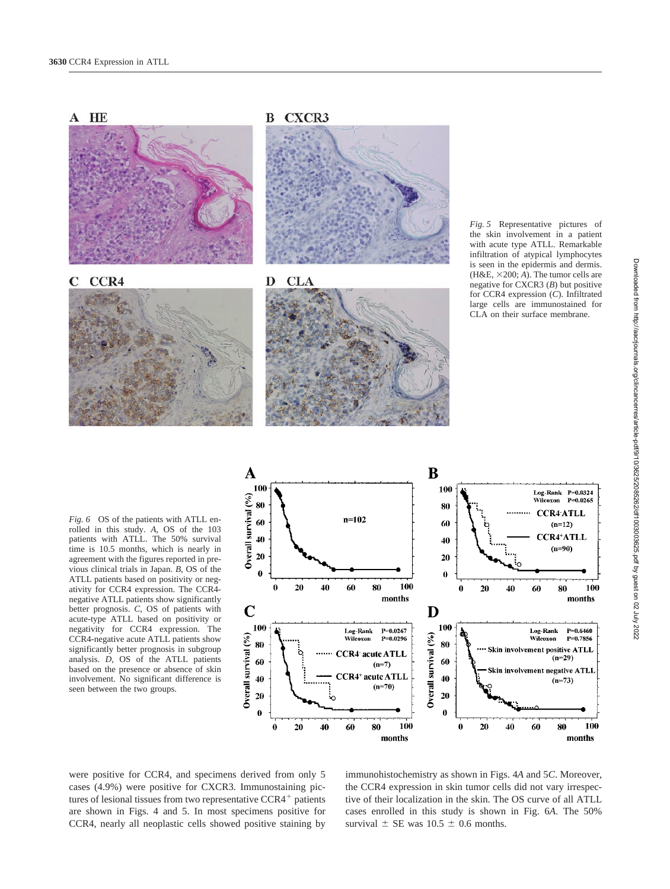*Fig. 5* Representative pictures of the skin involvement in a patient with acute type ATLL. Remarkable infiltration of atypical lymphocytes is seen in the epidermis and dermis. (H&E, ×200; *A*). The tumor cells are negative for CXCR3 (*B*) but positive for CCR4 expression (*C*). Infiltrated large cells are immunostained for CLA on their surface membrane.

*Fig. 6* OS of the patients with ATLL enrolled in this study. *A*, OS of the 103 patients with ATLL. The 50% survival time is 10.5 months, which is nearly in agreement with the figures reported in previous clinical trials in Japan. *B*, OS of the ATLL patients based on positivity or negativity for CCR4 expression. The CCR4-negative ATLL patients show significantly better prognosis. *C*, OS of patients with acute-type ATLL based on positivity or negativity for CCR4 expression. The CCR4-negative acute ATLL patients show significantly better prognosis in subgroup analysis. *D*, OS of the ATLL patients based on the presence or absence of skin involvement. No significant difference is seen between the two groups.

were positive for CCR4, and specimens derived from only 5 cases (4.9%) were positive for CXCR3. Immunostaining pictures of lesional tissues from two representative $CCR4^+$ patients are shown in Figs. 4 and 5. In most specimens positive for CCR4, nearly all neoplastic cells showed positive staining by immunohistochemistry as shown in Figs. 4*A* and 5*C*. Moreover, the CCR4 expression in skin tumor cells did not vary irrespective of their localization in the skin. The OS curve of all ATLL cases enrolled in this study is shown in Fig. 6*A*. The 50% survival ± SE was 10.5 ± 0.6 months.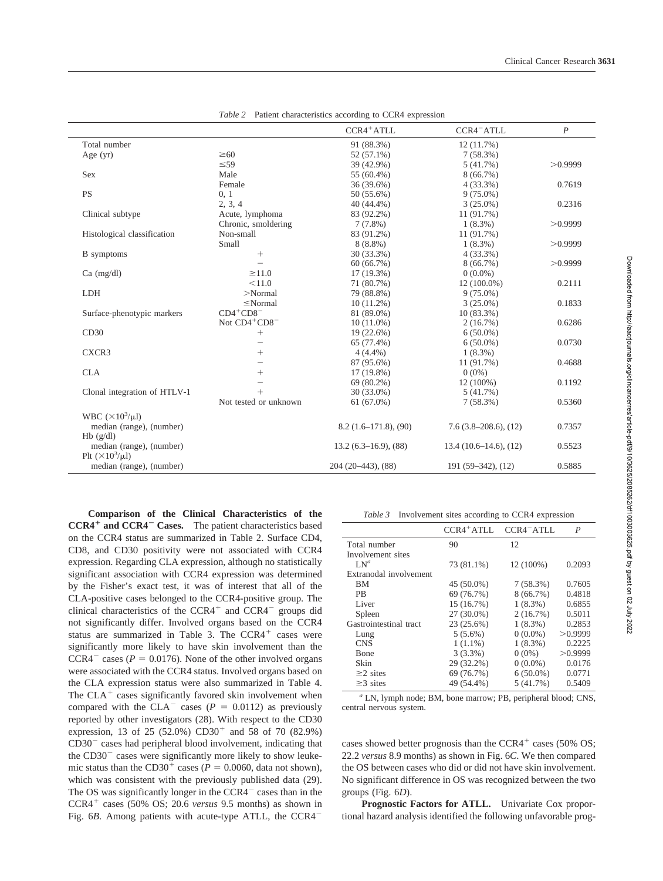*Table 2* Patient characteristics according to CCR4 expression

| | | $CCR4^+$ATLL | $CCR4^-$ATLL | *P* |
|---|---|---|---|---|
| Total number | | 91 (88.3%) | 12 (11.7%) | |
| Age (yr) | ≥60 | 52 (57.1%) | 7 (58.3%) | |
| | ≤59 | 39 (42.9%) | 5 (41.7%) | >0.9999 |
| Sex | Male | 55 (60.4%) | 8 (66.7%) | |
| | Female | 36 (39.6%) | 4 (33.3%) | 0.7619 |
| PS | 0, 1 | 50 (55.6%) | 9 (75.0%) | |
| | 2, 3, 4 | 40 (44.4%) | 3 (25.0%) | 0.2316 |
| Clinical subtype | Acute, lymphoma | 83 (92.2%) | 11 (91.7%) | |
| | Chronic, smoldering | 7 (7.8%) | 1 (8.3%) | >0.9999 |
| Histological classification | Non-small | 83 (91.2%) | 11 (91.7%) | |
| | Small | 8 (8.8%) | 1 (8.3%) | >0.9999 |
| B symptoms | + | 30 (33.3%) | 4 (33.3%) | |
| | − | 60 (66.7%) | 8 (66.7%) | >0.9999 |
| Ca (mg/dl) | ≥11.0 | 17 (19.3%) | 0 (0.0%) | |
| | <11.0 | 71 (80.7%) | 12 (100.0%) | 0.2111 |
| LDH | >Normal | 79 (88.8%) | 9 (75.0%) | |
| | ≤Normal | 10 (11.2%) | 3 (25.0%) | 0.1833 |
| Surface-phenotypic markers | $CD4^+CD8^-$ | 81 (89.0%) | 10 (83.3%) | |
| | Not $CD4^+CD8^-$ | 10 (11.0%) | 2 (16.7%) | 0.6286 |
| CD30 | + | 19 (22.6%) | 6 (50.0%) | |
| | − | 65 (77.4%) | 6 (50.0%) | 0.0730 |
| CXCR3 | + | 4 (4.4%) | 1 (8.3%) | |
| | − | 87 (95.6%) | 11 (91.7%) | 0.4688 |
| CLA | + | 17 (19.8%) | 0 (0%) | |
| | − | 69 (80.2%) | 12 (100%) | 0.1192 |
| Clonal integration of HTLV-1 | + | 30 (33.0%) | 5 (41.7%) | |
| | Not tested or unknown | 61 (67.0%) | 7 (58.3%) | 0.5360 |
| WBC ($\times 10^3/\mu l$) | | | | |
| median (range), (number) | | 8.2 (1.6–171.8), (90) | 7.6 (3.8–208.6), (12) | 0.7357 |
| Hb (g/dl) | | | | |
| median (range), (number) | | 13.2 (6.3–16.9), (88) | 13.4 (10.6–14.6), (12) | 0.5523 |
| Plt ($\times 10^3/\mu l$) | | | | |
| median (range), (number) | | 204 (20–443), (88) | 191 (59–342), (12) | 0.5885 |

**Comparison of the Clinical Characteristics of the $CCR4^+$ and $CCR4^-$ Cases.** The patient characteristics based on the CCR4 status are summarized in Table 2. Surface CD4, CD8, and CD30 positivity were not associated with CCR4 expression. Regarding CLA expression, although no statistically significant association with CCR4 expression was determined by the Fisher's exact test, it was of interest that all of the CLA-positive cases belonged to the CCR4-positive group. The clinical characteristics of the $CCR4^+$ and $CCR4^-$ groups did not significantly differ. Involved organs based on the CCR4 status are summarized in Table 3. The $CCR4^+$ cases were significantly more likely to have skin involvement than the $CCR4^-$ cases ($P = 0.0176$). None of the other involved organs were associated with the CCR4 status. Involved organs based on the CLA expression status were also summarized in Table 4. The $CLA^+$ cases significantly favored skin involvement when compared with the $CLA^-$ cases ($P = 0.0112$) as previously reported by other investigators (28). With respect to the CD30 expression, 13 of 25 (52.0%) $CD30^+$ and 58 of 70 (82.9%) $CD30^-$ cases had peripheral blood involvement, indicating that the $CD30^-$ cases were significantly more likely to show leukemic status than the $CD30^+$ cases ($P = 0.0060$, data not shown), which was consistent with the previously published data (29). The OS was significantly longer in the $CCR4^-$ cases than in the $CCR4^+$ cases (50% OS; 20.6 *versus* 9.5 months) as shown in Fig. 6*B*. Among patients with acute-type ATLL, the $CCR4^-$ cases showed better prognosis than the $CCR4^+$ cases (50% OS; 22.2 *versus* 8.9 months) as shown in Fig. 6*C*. We then compared the OS between cases who did or did not have skin involvement. No significant difference in OS was recognized between the two groups (Fig. 6*D*).

*Table 3* Involvement sites according to CCR4 expression

| | $CCR4^+$ATLL | $CCR4^-$ATLL | *P* |
|---|---|---|---|
| Total number | 90 | 12 | |
| Involvement sites | | | |
| LN[a] | 73 (81.1%) | 12 (100%) | 0.2093 |
| Extranodal involvement | | | |
| BM | 45 (50.0%) | 7 (58.3%) | 0.7605 |
| PB | 69 (76.7%) | 8 (66.7%) | 0.4818 |
| Liver | 15 (16.7%) | 1 (8.3%) | 0.6855 |
| Spleen | 27 (30.0%) | 2 (16.7%) | 0.5011 |
| Gastrointestinal tract | 23 (25.6%) | 1 (8.3%) | 0.2853 |
| Lung | 5 (5.6%) | 0 (0.0%) | >0.9999 |
| CNS | 1 (1.1%) | 1 (8.3%) | 0.2225 |
| Bone | 3 (3.3%) | 0 (0%) | >0.9999 |
| Skin | 29 (32.2%) | 0 (0.0%) | 0.0176 |
| ≥2 sites | 69 (76.7%) | 6 (50.0%) | 0.0771 |
| ≥3 sites | 49 (54.4%) | 5 (41.7%) | 0.5409 |

[a] LN, lymph node; BM, bone marrow; PB, peripheral blood; CNS, central nervous system.

**Prognostic Factors for ATLL.** Univariate Cox proportional hazard analysis identified the following unfavorable prog-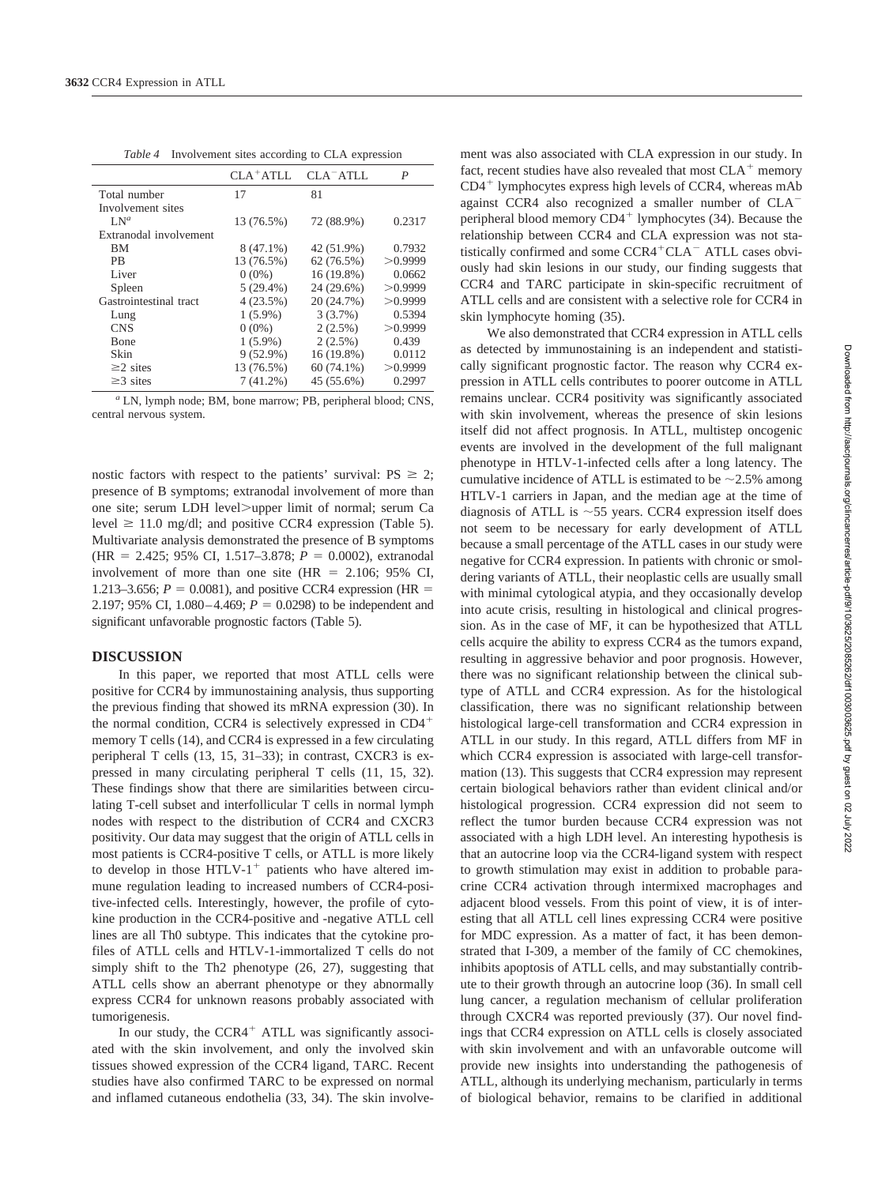*Table 4* Involvement sites according to CLA expression

| | $CLA^+$ATLL | $CLA^-$ATLL | *P* |
|---|---|---|---|
| Total number | 17 | 81 | |
| Involvement sites | | | |
| LN[a] | 13 (76.5%) | 72 (88.9%) | 0.2317 |
| Extranodal involvement | | | |
| BM | 8 (47.1%) | 42 (51.9%) | 0.7932 |
| PB | 13 (76.5%) | 62 (76.5%) | >0.9999 |
| Liver | 0 (0%) | 16 (19.8%) | 0.0662 |
| Spleen | 5 (29.4%) | 24 (29.6%) | >0.9999 |
| Gastrointestinal tract | 4 (23.5%) | 20 (24.7%) | >0.9999 |
| Lung | 1 (5.9%) | 3 (3.7%) | 0.5394 |
| CNS | 0 (0%) | 2 (2.5%) | >0.9999 |
| Bone | 1 (5.9%) | 2 (2.5%) | 0.439 |
| Skin | 9 (52.9%) | 16 (19.8%) | 0.0112 |
| ≥2 sites | 13 (76.5%) | 60 (74.1%) | >0.9999 |
| ≥3 sites | 7 (41.2%) | 45 (55.6%) | 0.2997 |

[a] LN, lymph node; BM, bone marrow; PB, peripheral blood; CNS, central nervous system.

nostic factors with respect to the patients' survival: PS ≥ 2; presence of B symptoms; extranodal involvement of more than one site; serum LDH level>upper limit of normal; serum Ca level ≥ 11.0 mg/dl; and positive CCR4 expression (Table 5). Multivariate analysis demonstrated the presence of B symptoms (HR = 2.425; 95% CI, 1.517–3.878; $P = 0.0002$), extranodal involvement of more than one site (HR = 2.106; 95% CI, 1.213–3.656; $P = 0.0081$), and positive CCR4 expression (HR = 2.197; 95% CI, 1.080–4.469; $P = 0.0298$) to be independent and significant unfavorable prognostic factors (Table 5).

## DISCUSSION

In this paper, we reported that most ATLL cells were positive for CCR4 by immunostaining analysis, thus supporting the previous finding that showed its mRNA expression (30). In the normal condition, CCR4 is selectively expressed in $CD4^+$ memory T cells (14), and CCR4 is expressed in a few circulating peripheral T cells (13, 15, 31–33); in contrast, CXCR3 is expressed in many circulating peripheral T cells (11, 15, 32). These findings show that there are similarities between circulating T-cell subset and interfollicular T cells in normal lymph nodes with respect to the distribution of CCR4 and CXCR3 positivity. Our data may suggest that the origin of ATLL cells in most patients is CCR4-positive T cells, or ATLL is more likely to develop in those HTLV-$1^+$ patients who have altered immune regulation leading to increased numbers of CCR4-positive-infected cells. Interestingly, however, the profile of cytokine production in the CCR4-positive and -negative ATLL cell lines are all Th0 subtype. This indicates that the cytokine profiles of ATLL cells and HTLV-1-immortalized T cells do not simply shift to the Th2 phenotype (26, 27), suggesting that ATLL cells show an aberrant phenotype or they abnormally express CCR4 for unknown reasons probably associated with tumorigenesis.

In our study, the $CCR4^+$ ATLL was significantly associated with the skin involvement, and only the involved skin tissues showed expression of the CCR4 ligand, TARC. Recent studies have also confirmed TARC to be expressed on normal and inflamed cutaneous endothelia (33, 34). The skin involvement was also associated with CLA expression in our study. In fact, recent studies have also revealed that most $CLA^+$ memory $CD4^+$ lymphocytes express high levels of CCR4, whereas mAb against CCR4 also recognized a smaller number of $CLA^-$ peripheral blood memory $CD4^+$ lymphocytes (34). Because the relationship between CCR4 and CLA expression was not statistically confirmed and some $CCR4^+CLA^-$ ATLL cases obviously had skin lesions in our study, our finding suggests that CCR4 and TARC participate in skin-specific recruitment of ATLL cells and are consistent with a selective role for CCR4 in skin lymphocyte homing (35).

We also demonstrated that CCR4 expression in ATLL cells as detected by immunostaining is an independent and statistically significant prognostic factor. The reason why CCR4 expression in ATLL cells contributes to poorer outcome in ATLL remains unclear. CCR4 positivity was significantly associated with skin involvement, whereas the presence of skin lesions itself did not affect prognosis. In ATLL, multistep oncogenic events are involved in the development of the full malignant phenotype in HTLV-1-infected cells after a long latency. The cumulative incidence of ATLL is estimated to be ~2.5% among HTLV-1 carriers in Japan, and the median age at the time of diagnosis of ATLL is ~55 years. CCR4 expression itself does not seem to be necessary for early development of ATLL because a small percentage of the ATLL cases in our study were negative for CCR4 expression. In patients with chronic or smoldering variants of ATLL, their neoplastic cells are usually small with minimal cytological atypia, and they occasionally develop into acute crisis, resulting in histological and clinical progression. As in the case of MF, it can be hypothesized that ATLL cells acquire the ability to express CCR4 as the tumors expand, resulting in aggressive behavior and poor prognosis. However, there was no significant relationship between the clinical subtype of ATLL and CCR4 expression. As for the histological classification, there was no significant relationship between histological large-cell transformation and CCR4 expression in ATLL in our study. In this regard, ATLL differs from MF in which CCR4 expression is associated with large-cell transformation (13). This suggests that CCR4 expression may represent certain biological behaviors rather than evident clinical and/or histological progression. CCR4 expression did not seem to reflect the tumor burden because CCR4 expression was not associated with a high LDH level. An interesting hypothesis is that an autocrine loop via the CCR4-ligand system with respect to growth stimulation may exist in addition to probable paracrine CCR4 activation through intermixed macrophages and adjacent blood vessels. From this point of view, it is of interesting that all ATLL cell lines expressing CCR4 were positive for MDC expression. As a matter of fact, it has been demonstrated that I-309, a member of the family of CC chemokines, inhibits apoptosis of ATLL cells, and may substantially contribute to their growth through an autocrine loop (36). In small cell lung cancer, a regulation mechanism of cellular proliferation through CXCR4 was reported previously (37). Our novel findings that CCR4 expression on ATLL cells is closely associated with skin involvement and with an unfavorable outcome will provide new insights into understanding the pathogenesis of ATLL, although its underlying mechanism, particularly in terms of biological behavior, remains to be clarified in additional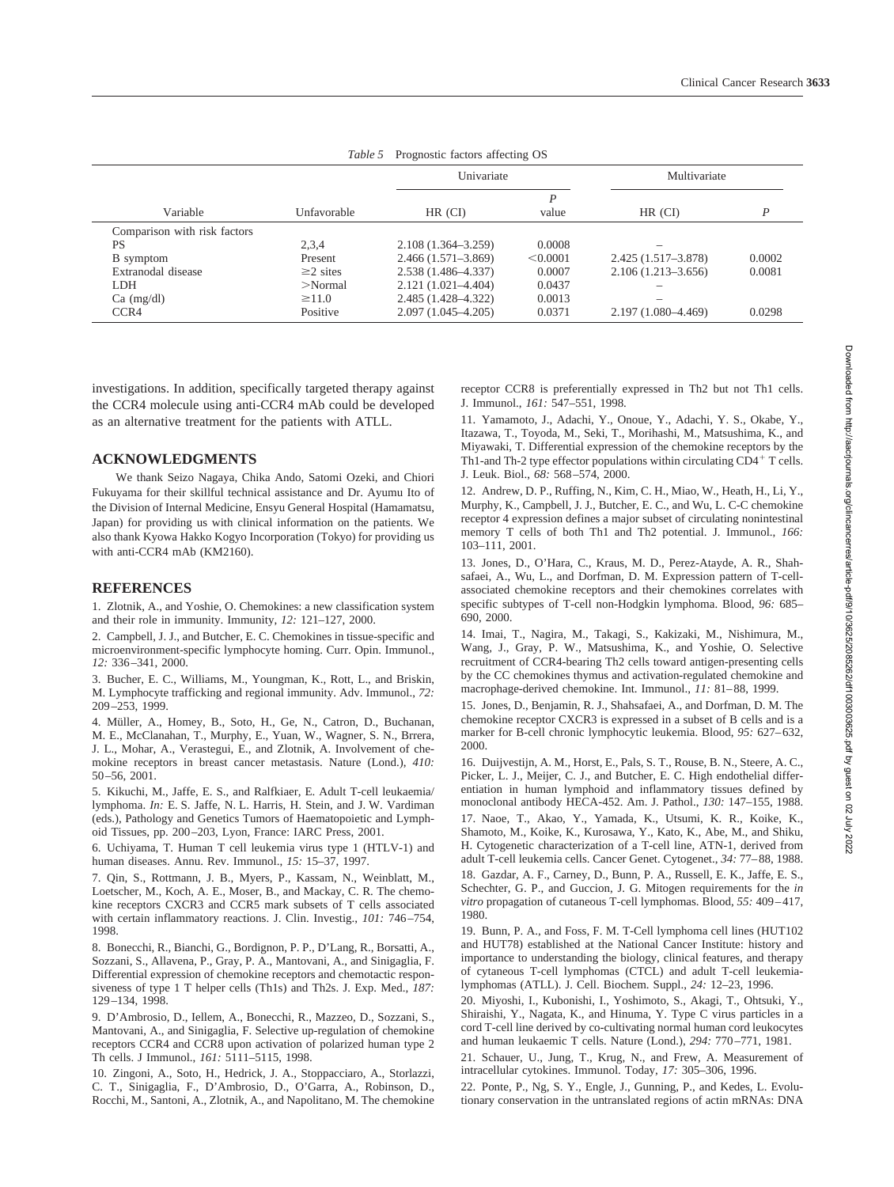*Table 5* Prognostic factors affecting OS

| Variable | Unfavorable | Univariate | | Multivariate | |
|---|---|---|---|---|---|
| | | HR (CI) | *P* value | HR (CI) | *P* |
| Comparison with risk factors | | | | | |
| PS | 2,3,4 | 2.108 (1.364–3.259) | 0.0008 | – | |
| B symptom | Present | 2.466 (1.571–3.869) | <0.0001 | 2.425 (1.517–3.878) | 0.0002 |
| Extranodal disease | ≥2 sites | 2.538 (1.486–4.337) | 0.0007 | 2.106 (1.213–3.656) | 0.0081 |
| LDH | >Normal | 2.121 (1.021–4.404) | 0.0437 | – | |
| Ca (mg/dl) | ≥11.0 | 2.485 (1.428–4.322) | 0.0013 | – | |
| CCR4 | Positive | 2.097 (1.045–4.205) | 0.0371 | 2.197 (1.080–4.469) | 0.0298 |

investigations. In addition, specifically targeted therapy against the CCR4 molecule using anti-CCR4 mAb could be developed as an alternative treatment for the patients with ATLL.

## ACKNOWLEDGMENTS

We thank Seizo Nagaya, Chika Ando, Satomi Ozeki, and Chiori Fukuyama for their skillful technical assistance and Dr. Ayumu Ito of the Division of Internal Medicine, Ensyu General Hospital (Hamamatsu, Japan) for providing us with clinical information on the patients. We also thank Kyowa Hakko Kogyo Incorporation (Tokyo) for providing us with anti-CCR4 mAb (KM2160).

## REFERENCES

1. Zlotnik, A., and Yoshie, O. Chemokines: a new classification system and their role in immunity. Immunity, *12:* 121–127, 2000.

2. Campbell, J. J., and Butcher, E. C. Chemokines in tissue-specific and microenvironment-specific lymphocyte homing. Curr. Opin. Immunol., *12:* 336–341, 2000.

3. Bucher, E. C., Williams, M., Youngman, K., Rott, L., and Briskin, M. Lymphocyte trafficking and regional immunity. Adv. Immunol., *72:* 209–253, 1999.

4. Müller, A., Homey, B., Soto, H., Ge, N., Catron, D., Buchanan, M. E., McClanahan, T., Murphy, E., Yuan, W., Wagner, S. N., Brrera, J. L., Mohar, A., Verastegui, E., and Zlotnik, A. Involvement of chemokine receptors in breast cancer metastasis. Nature (Lond.), *410:* 50–56, 2001.

5. Kikuchi, M., Jaffe, E. S., and Ralfkiaer, E. Adult T-cell leukaemia/lymphoma. *In:* E. S. Jaffe, N. L. Harris, H. Stein, and J. W. Vardiman (eds.), Pathology and Genetics Tumors of Haematopoietic and Lymphoid Tissues, pp. 200–203, Lyon, France: IARC Press, 2001.

6. Uchiyama, T. Human T cell leukemia virus type 1 (HTLV-1) and human diseases. Annu. Rev. Immunol., *15:* 15–37, 1997.

7. Qin, S., Rottmann, J. B., Myers, P., Kassam, N., Weinblatt, M., Loetscher, M., Koch, A. E., Moser, B., and Mackay, C. R. The chemokine receptors CXCR3 and CCR5 mark subsets of T cells associated with certain inflammatory reactions. J. Clin. Investig., *101:* 746–754, 1998.

8. Bonecchi, R., Bianchi, G., Bordignon, P. P., D'Lang, R., Borsatti, A., Sozzani, S., Allavena, P., Gray, P. A., Mantovani, A., and Sinigaglia, F. Differential expression of chemokine receptors and chemotactic responsiveness of type 1 T helper cells (Th1s) and Th2s. J. Exp. Med., *187:* 129–134, 1998.

9. D'Ambrosio, D., Iellem, A., Bonecchi, R., Mazzeo, D., Sozzani, S., Mantovani, A., and Sinigaglia, F. Selective up-regulation of chemokine receptors CCR4 and CCR8 upon activation of polarized human type 2 Th cells. J Immunol., *161:* 5111–5115, 1998.

10. Zingoni, A., Soto, H., Hedrick, J. A., Stoppacciaro, A., Storlazzi, C. T., Sinigaglia, F., D'Ambrosio, D., O'Garra, A., Robinson, D., Rocchi, M., Santoni, A., Zlotnik, A., and Napolitano, M. The chemokine receptor CCR8 is preferentially expressed in Th2 but not Th1 cells. J. Immunol., *161:* 547–551, 1998.

11. Yamamoto, J., Adachi, Y., Onoue, Y., Adachi, Y. S., Okabe, Y., Itazawa, T., Toyoda, M., Seki, T., Morihashi, M., Matsushima, K., and Miyawaki, T. Differential expression of the chemokine receptors by the Th1-and Th-2 type effector populations within circulating $CD4^+$ T cells. J. Leuk. Biol., *68:* 568–574, 2000.

12. Andrew, D. P., Ruffing, N., Kim, C. H., Miao, W., Heath, H., Li, Y., Murphy, K., Campbell, J. J., Butcher, E. C., and Wu, L. C-C chemokine receptor 4 expression defines a major subset of circulating nonintestinal memory T cells of both Th1 and Th2 potential. J. Immunol., *166:* 103–111, 2001.

13. Jones, D., O'Hara, C., Kraus, M. D., Perez-Atayde, A. R., Shahsafaei, A., Wu, L., and Dorfman, D. M. Expression pattern of T-cell-associated chemokine receptors and their chemokines correlates with specific subtypes of T-cell non-Hodgkin lymphoma. Blood, *96:* 685–690, 2000.

14. Imai, T., Nagira, M., Takagi, S., Kakizaki, M., Nishimura, M., Wang, J., Gray, P. W., Matsushima, K., and Yoshie, O. Selective recruitment of CCR4-bearing Th2 cells toward antigen-presenting cells by the CC chemokines thymus and activation-regulated chemokine and macrophage-derived chemokine. Int. Immunol., *11:* 81–88, 1999.

15. Jones, D., Benjamin, R. J., Shahsafaei, A., and Dorfman, D. M. The chemokine receptor CXCR3 is expressed in a subset of B cells and is a marker for B-cell chronic lymphocytic leukemia. Blood, *95:* 627–632, 2000.

16. Duijvestijn, A. M., Horst, E., Pals, S. T., Rouse, B. N., Steere, A. C., Picker, L. J., Meijer, C. J., and Butcher, E. C. High endothelial differentiation in human lymphoid and inflammatory tissues defined by monoclonal antibody HECA-452. Am. J. Pathol., *130:* 147–155, 1988.

17. Naoe, T., Akao, Y., Yamada, K., Utsumi, K. R., Koike, K., Shamoto, M., Koike, K., Kurosawa, Y., Kato, K., Abe, M., and Shiku, H. Cytogenetic characterization of a T-cell line, ATN-1, derived from adult T-cell leukemia cells. Cancer Genet. Cytogenet., *34:* 77–88, 1988.

18. Gazdar, A. F., Carney, D., Bunn, P. A., Russell, E. K., Jaffe, E. S., Schechter, G. P., and Guccion, J. G. Mitogen requirements for the *in vitro* propagation of cutaneous T-cell lymphomas. Blood, *55:* 409–417, 1980.

19. Bunn, P. A., and Foss, F. M. T-Cell lymphoma cell lines (HUT102 and HUT78) established at the National Cancer Institute: history and importance to understanding the biology, clinical features, and therapy of cytaneous T-cell lymphomas (CTCL) and adult T-cell leukemia-lymphomas (ATLL). J. Cell. Biochem. Suppl., *24:* 12–23, 1996.

20. Miyoshi, I., Kubonishi, I., Yoshimoto, S., Akagi, T., Ohtsuki, Y., Shiraishi, Y., Nagata, K., and Hinuma, Y. Type C virus particles in a cord T-cell line derived by co-cultivating normal human cord leukocytes and human leukaemic T cells. Nature (Lond.), *294:* 770–771, 1981.

21. Schauer, U., Jung, T., Krug, N., and Frew, A. Measurement of intracellular cytokines. Immunol. Today, *17:* 305–306, 1996.

22. Ponte, P., Ng, S. Y., Engle, J., Gunning, P., and Kedes, L. Evolutionary conservation in the untranslated regions of actin mRNAs: DNA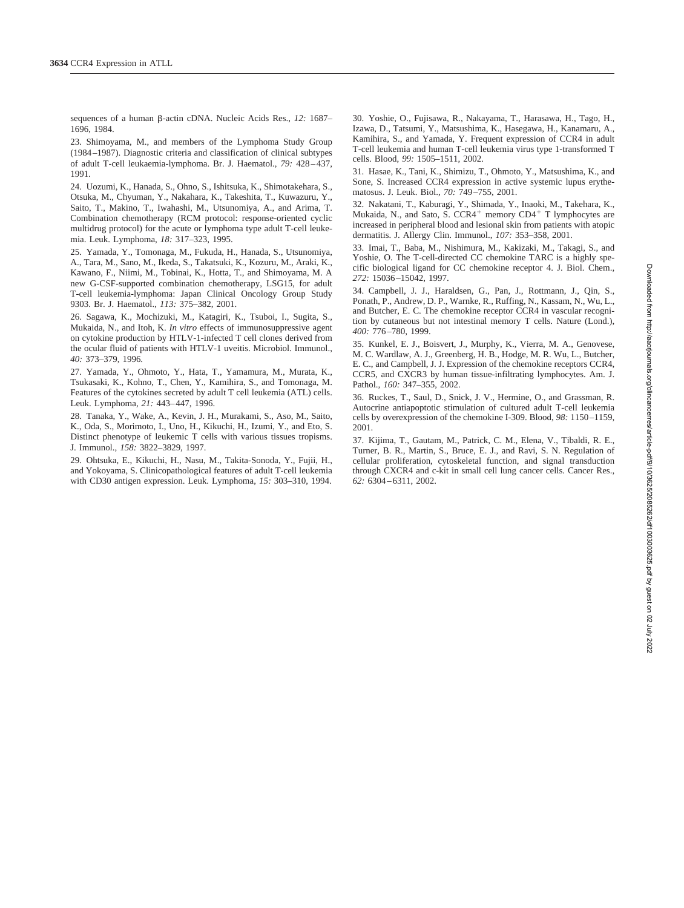sequences of a human β-actin cDNA. Nucleic Acids Res., *12:* 1687–1696, 1984.

23. Shimoyama, M., and members of the Lymphoma Study Group (1984–1987). Diagnostic criteria and classification of clinical subtypes of adult T-cell leukaemia-lymphoma. Br. J. Haematol., *79:* 428–437, 1991.

24. Uozumi, K., Hanada, S., Ohno, S., Ishitsuka, K., Shimotakehara, S., Otsuka, M., Chyuman, Y., Nakahara, K., Takeshita, T., Kuwazuru, Y., Saito, T., Makino, T., Iwahashi, M., Utsunomiya, A., and Arima, T. Combination chemotherapy (RCM protocol: response-oriented cyclic multidrug protocol) for the acute or lymphoma type adult T-cell leukemia. Leuk. Lymphoma, *18:* 317–323, 1995.

25. Yamada, Y., Tomonaga, M., Fukuda, H., Hanada, S., Utsunomiya, A., Tara, M., Sano, M., Ikeda, S., Takatsuki, K., Kozuru, M., Araki, K., Kawano, F., Niimi, M., Tobinai, K., Hotta, T., and Shimoyama, M. A new G-CSF-supported combination chemotherapy, LSG15, for adult T-cell leukemia-lymphoma: Japan Clinical Oncology Group Study 9303. Br. J. Haematol., *113:* 375–382, 2001.

26. Sagawa, K., Mochizuki, M., Katagiri, K., Tsuboi, I., Sugita, S., Mukaida, N., and Itoh, K. *In vitro* effects of immunosuppressive agent on cytokine production by HTLV-1-infected T cell clones derived from the ocular fluid of patients with HTLV-1 uveitis. Microbiol. Immunol., *40:* 373–379, 1996.

27. Yamada, Y., Ohmoto, Y., Hata, T., Yamamura, M., Murata, K., Tsukasaki, K., Kohno, T., Chen, Y., Kamihira, S., and Tomonaga, M. Features of the cytokines secreted by adult T cell leukemia (ATL) cells. Leuk. Lymphoma, *21:* 443–447, 1996.

28. Tanaka, Y., Wake, A., Kevin, J. H., Murakami, S., Aso, M., Saito, K., Oda, S., Morimoto, I., Uno, H., Kikuchi, H., Izumi, Y., and Eto, S. Distinct phenotype of leukemic T cells with various tissues tropisms. J. Immunol., *158:* 3822–3829, 1997.

29. Ohtsuka, E., Kikuchi, H., Nasu, M., Takita-Sonoda, Y., Fujii, H., and Yokoyama, S. Clinicopathological features of adult T-cell leukemia with CD30 antigen expression. Leuk. Lymphoma, *15:* 303–310, 1994.

30. Yoshie, O., Fujisawa, R., Nakayama, T., Harasawa, H., Tago, H., Izawa, D., Tatsumi, Y., Matsushima, K., Hasegawa, H., Kanamaru, A., Kamihira, S., and Yamada, Y. Frequent expression of CCR4 in adult T-cell leukemia and human T-cell leukemia virus type 1-transformed T cells. Blood, *99:* 1505–1511, 2002.

31. Hasae, K., Tani, K., Shimizu, T., Ohmoto, Y., Matsushima, K., and Sone, S. Increased CCR4 expression in active systemic lupus erythematosus. J. Leuk. Biol., *70:* 749–755, 2001.

32. Nakatani, T., Kaburagi, Y., Shimada, Y., Inaoki, M., Takehara, K., Mukaida, N., and Sato, S. CCR4$^{+}$ memory CD4$^{+}$ T lymphocytes are increased in peripheral blood and lesional skin from patients with atopic dermatitis. J. Allergy Clin. Immunol., *107:* 353–358, 2001.

33. Imai, T., Baba, M., Nishimura, M., Kakizaki, M., Takagi, S., and Yoshie, O. The T-cell-directed CC chemokine TARC is a highly specific biological ligand for CC chemokine receptor 4. J. Biol. Chem., *272:* 15036–15042, 1997.

34. Campbell, J. J., Haraldsen, G., Pan, J., Rottmann, J., Qin, S., Ponath, P., Andrew, D. P., Warnke, R., Ruffing, N., Kassam, N., Wu, L., and Butcher, E. C. The chemokine receptor CCR4 in vascular recognition by cutaneous but not intestinal memory T cells. Nature (Lond.), *400:* 776–780, 1999.

35. Kunkel, E. J., Boisvert, J., Murphy, K., Vierra, M. A., Genovese, M. C. Wardlaw, A. J., Greenberg, H. B., Hodge, M. R. Wu, L., Butcher, E. C., and Campbell, J. J. Expression of the chemokine receptors CCR4, CCR5, and CXCR3 by human tissue-infiltrating lymphocytes. Am. J. Pathol., *160:* 347–355, 2002.

36. Ruckes, T., Saul, D., Snick, J. V., Hermine, O., and Grassman, R. Autocrine antiapoptotic stimulation of cultured adult T-cell leukemia cells by overexpression of the chemokine I-309. Blood, *98:* 1150–1159, 2001.

37. Kijima, T., Gautam, M., Patrick, C. M., Elena, V., Tibaldi, R. E., Turner, B. R., Martin, S., Bruce, E. J., and Ravi, S. N. Regulation of cellular proliferation, cytoskeletal function, and signal transduction through CXCR4 and c-kit in small cell lung cancer cells. Cancer Res., *62:* 6304–6311, 2002.